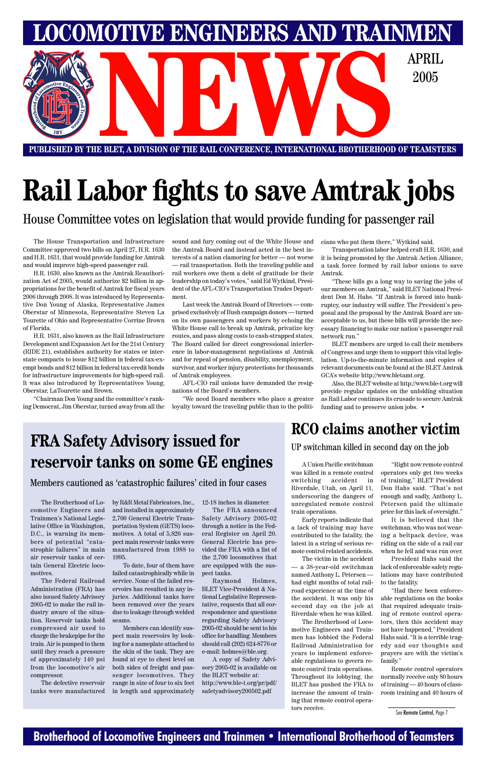# LOCOMOTIVE ENGINEERS AND TRAINMEN NEWS

APRIL 2005

**PUBLISHED BY THE BLET, A DIVISION OF THE RAIL CONFERENCE, INTERNATIONAL BROTHERHOOD OF TEAMSTERS**

# Rail Labor fights to save Amtrak jobs

## House Committee votes on legislation that would provide funding for passenger rail

The House Transportation and Infrastructure Committee approved two bills on April 27, H.R. 1630 and H.R. 1631, that would provide funding for Amtrak and would improve high-speed passenger rail.

H.R. 1630, also known as the Amtrak Reauthorization Act of 2005, would authorize $2 billion in appropriations for the benefit of Amtrak for fiscal years 2006 through 2008. It was introduced by Representative Don Young of Alaska, Representative James Oberstar of Minnesota, Representative Steven La Tourette of Ohio and Representative Corrine Brown of Florida.

H.R. 1631, also known as the Rail Infrastructure Development and Expansion Act for the 21st Century (RIDE 21), establishes authority for states or interstate compacts to issue $12 billion in federal tax-exempt bonds and $12 billion in federal tax-credit bonds for infrastructure improvements for high-speed rail. It was also introduced by Representatives Young, Oberstar, LaTourette and Brown.

"Chairman Don Young and the committee's ranking Democrat, Jim Oberstar, turned away from all the sound and fury coming out of the White House and the Amtrak Board and instead acted in the best interests of a nation clamoring for better — not worse — rail transportation. Both the traveling public and rail workers owe them a debt of gratitude for their leadership on today's votes," said Ed Wytkind, President of the AFL-CIO's Transportation Trades Department.

Last week the Amtrak Board of Directors — comprised exclusively of Bush campaign donors — turned on its own passengers and workers by echoing the White House call to break up Amtrak, privatize key routes, and pass along costs to cash-strapped states. The Board called for direct congressional interference in labor-management negotiations at Amtrak and for repeal of pension, disability, unemployment, survivor, and worker injury protections for thousands of Amtrak employees.

AFL-CIO rail unions have demanded the resignations of the Board's members.

"We need Board members who place a greater loyalty toward the traveling public than to the politicians who put them there," Wytkind said.

Transportation labor helped craft H.R. 1630, and it is being promoted by the Amtrak Action Alliance, a task force formed by rail labor unions to save Amtrak.

"These bills go a long way to saving the jobs of our members on Amtrak," said BLET National President Don M. Hahs. "If Amtrak is forced into bankruptcy, our industry will suffer. The President's proposal and the proposal by the Amtrak Board are unacceptable to us, but these bills will provide the necessary financing to make our nation's passenger rail network run."

BLET members are urged to call their members of Congress and urge them to support this vital legislation. Up-to-the-minute information and copies of relevant documents can be found at the BLET Amtrak GCA's website http://www.bletamt.org.

Also, the BLET website at http://www.ble-t.org will provide regular updates on the unfolding situation as Rail Labor continues its crusade to secure Amtrak funding and to preserve union jobs. •

# FRA Safety Advisory issued for reservoir tanks on some GE engines

## Members cautioned as 'catastrophic failures' cited in four cases

The Brotherhood of Locomotive Engineers and Trainmen's National Legislative Office in Washington, D.C., is warning its members of potential "catastrophic failures" in main air reservoir tanks of certain General Electric locomotives.

The Federal Railroad Administration (FRA) has also issued Safety Advisory 2005-02 to make the rail industry aware of the situation. Reservoir tanks hold compressed air used to charge the brakepipe for the train. Air is pumped to them until they reach a pressure of approximately 140 psi from the locomotive's air compressor.

The defective reservoir tanks were manufactured by R&R Metal Fabricators, Inc., and installed in approximately 2,700 General Electric Transportation System (GETS) locomotives. A total of 5,826 suspect main reservoir tanks were manufactured from 1988 to 1995.

To date, four of them have failed catastrophically while in service. None of the failed reservoirs has resulted in any injuries. Additional tanks have been removed over the years due to leakage through welded seams.

Members can identify suspect main reservoirs by looking for a nameplate attached to the skin of the tank. They are found at eye to chest level on both sides of freight and passenger locomotives. They range in size of four to six feet in length and approximately 12-18 inches in diameter.

The FRA announced Safety Advisory 2005-02 through a notice in the Federal Register on April 20. General Electric has provided the FRA with a list of the 2,700 locomotives that are equipped with the suspect tanks.

Raymond Holmes, BLET Vice-President & National Legislative Representative, requests that all correspondence and questions regarding Safety Advisory 2005-02 should be sent to his office for handling. Members should call (202) 624-8776 or e-mail: holmes@ble.org.

A copy of Safety Advisory 2005-02 is available on the BLET website at: http://www.ble-t.org/pr/pdf/safetyadvisory200502.pdf

# RCO claims another victim

## UP switchman killed in second day on the job

A Union Pacific switchman was killed in a remote control switching accident in Riverdale, Utah, on April 11, underscoring the dangers of unregulated remote control train operations.

Early reports indicate that a lack of training may have contributed to the fatality, the latest in a string of serious remote control related accidents.

The victim in the accident — a 38-year-old switchman named Anthony L. Petersen — had eight months of total railroad experience at the time of the accident. It was only his second day on the job at Riverdale when he was killed.

The Brotherhood of Locomotive Engineers and Trainmen has lobbied the Federal Railroad Administration for years to implement enforceable regulations to govern remote control train operations. Throughout its lobbying, the BLET has pushed the FRA to increase the amount of training that remote control operators receive.

"Right now remote control operators only get two weeks of training," BLET President Don Hahs said. "That's not enough and sadly, Anthony L. Petersen paid the ultimate price for this lack of oversight."

It is believed that the switchman, who was not wearing a beltpack device, was riding on the side of a rail car when he fell and was run over.

President Hahs said the lack of enforceable safety regulations may have contributed to the fatality.

"Had there been enforceable regulations on the books that required adequate training of remote control operators, then this accident may not have happened," President Hahs said. "It is a terrible tragedy and our thoughts and prayers are with the victim's family."

Remote control operators normally receive only 80 hours of training — 40 hours of classroom training and 40 hours of

See Remote Control, Page 7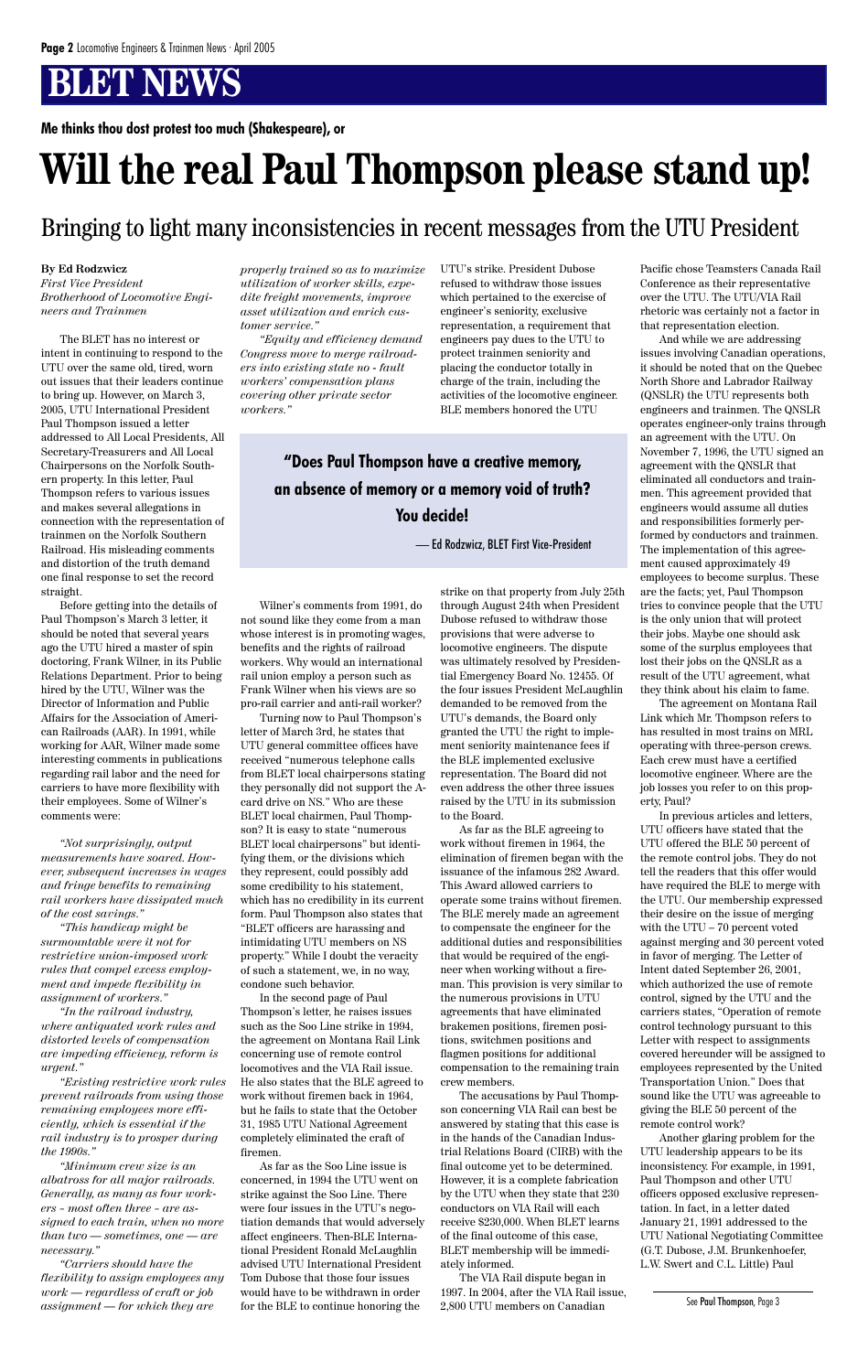# BLET NEWS

**Me thinks thou dost protest too much (Shakespeare), or**

# Will the real Paul Thompson please stand up!

## Bringing to light many inconsistencies in recent messages from the UTU President

**By Ed Rodzwicz**
*First Vice President*
*Brotherhood of Locomotive Engineers and Trainmen*

The BLET has no interest or intent in continuing to respond to the UTU over the same old, tired, worn out issues that their leaders continue to bring up. However, on March 3, 2005, UTU International President Paul Thompson issued a letter addressed to All Local Presidents, All Secretary-Treasurers and All Local Chairpersons on the Norfolk Southern property. In this letter, Paul Thompson refers to various issues and makes several allegations in connection with the representation of trainmen on the Norfolk Southern Railroad. His misleading comments and distortion of the truth demand one final response to set the record straight.

Before getting into the details of Paul Thompson's March 3 letter, it should be noted that several years ago the UTU hired a master of spin doctoring, Frank Wilner, in its Public Relations Department. Prior to being hired by the UTU, Wilner was the Director of Information and Public Affairs for the Association of American Railroads (AAR). In 1991, while working for AAR, Wilner made some interesting comments in publications regarding rail labor and the need for carriers to have more flexibility with their employees. Some of Wilner's comments were:

*"Not surprisingly, output measurements have soared. However, subsequent increases in wages and fringe benefits to remaining rail workers have dissipated much of the cost savings."*

*"This handicap might be surmountable were it not for restrictive union-imposed work rules that compel excess employment and impede flexibility in assignment of workers."*

*"In the railroad industry, where antiquated work rules and distorted levels of compensation are impeding efficiency, reform is urgent."*

*"Existing restrictive work rules prevent railroads from using those remaining employees more efficiently, which is essential if the rail industry is to prosper during the 1990s."*

*"Minimum crew size is an albatross for all major railroads. Generally, as many as four workers - most often three - are assigned to each train, when no more than two — sometimes, one — are necessary."*

*"Carriers should have the flexibility to assign employees any work — regardless of craft or job assignment — for which they are properly trained so as to maximize utilization of worker skills, expedite freight movements, improve asset utilization and enrich customer service."*

*"Equity and efficiency demand Congress move to merge railroaders into existing state no - fault workers' compensation plans covering other private sector workers."*

> **"Does Paul Thompson have a creative memory, an absence of memory or a memory void of truth? You decide!**
>
> — Ed Rodzwicz, BLET First Vice-President

Wilner's comments from 1991, do not sound like they come from a man whose interest is in promoting wages, benefits and the rights of railroad workers. Why would an international rail union employ a person such as Frank Wilner when his views are so pro-rail carrier and anti-rail worker?

Turning now to Paul Thompson's letter of March 3rd, he states that UTU general committee offices have received "numerous telephone calls from BLET local chairpersons stating they personally did not support the A-card drive on NS." Who are these BLET local chairmen, Paul Thompson? It is easy to state "numerous BLET local chairpersons" but identifying them, or the divisions which they represent, could possibly add some credibility to his statement, which has no credibility in its current form. Paul Thompson also states that "BLET officers are harassing and intimidating UTU members on NS property." While I doubt the veracity of such a statement, we, in no way, condone such behavior.

In the second page of Paul Thompson's letter, he raises issues such as the Soo Line strike in 1994, the agreement on Montana Rail Link concerning use of remote control locomotives and the VIA Rail issue. He also states that the BLE agreed to work without firemen back in 1964, but he fails to state that the October 31, 1985 UTU National Agreement completely eliminated the craft of firemen.

As far as the Soo Line issue is concerned, in 1994 the UTU went on strike against the Soo Line. There were four issues in the UTU's negotiation demands that would adversely affect engineers. Then-BLE International President Ronald McLaughlin advised UTU International President Tom Dubose that those four issues would have to be withdrawn in order for the BLE to continue honoring the UTU's strike. President Dubose refused to withdraw those issues which pertained to the exercise of engineer's seniority, exclusive representation, a requirement that engineers pay dues to the UTU to protect trainmen seniority and placing the conductor totally in charge of the train, including the activities of the locomotive engineer. BLE members honored the UTU strike on that property from July 25th through August 24th when President Dubose refused to withdraw those provisions that were adverse to locomotive engineers. The dispute was ultimately resolved by Presidential Emergency Board No. 12455. Of the four issues President McLaughlin demanded to be removed from the UTU's demands, the Board only granted the UTU the right to implement seniority maintenance fees if the BLE implemented exclusive representation. The Board did not even address the other three issues raised by the UTU in its submission to the Board.

As far as the BLE agreeing to work without firemen in 1964, the elimination of firemen began with the issuance of the infamous 282 Award. This Award allowed carriers to operate some trains without firemen. The BLE merely made an agreement to compensate the engineer for the additional duties and responsibilities that would be required of the engineer when working without a fireman. This provision is very similar to the numerous provisions in UTU agreements that have eliminated brakemen positions, firemen positions, switchmen positions and flagmen positions for additional compensation to the remaining train crew members.

The accusations by Paul Thompson concerning VIA Rail can best be answered by stating that this case is in the hands of the Canadian Industrial Relations Board (CIRB) with the final outcome yet to be determined. However, it is a complete fabrication by the UTU when they state that 230 conductors on VIA Rail will each receive $230,000. When BLET learns of the final outcome of this case, BLET membership will be immediately informed.

The VIA Rail dispute began in 1997. In 2004, after the VIA Rail issue, 2,800 UTU members on Canadian Pacific chose Teamsters Canada Rail Conference as their representative over the UTU. The UTU/VIA Rail rhetoric was certainly not a factor in that representation election.

And while we are addressing issues involving Canadian operations, it should be noted that on the Quebec North Shore and Labrador Railway (QNSLR) the UTU represents both engineers and trainmen. The QNSLR operates engineer-only trains through an agreement with the UTU. On November 7, 1996, the UTU signed an agreement with the QNSLR that eliminated all conductors and trainmen. This agreement provided that engineers would assume all duties and responsibilities formerly performed by conductors and trainmen. The implementation of this agreement caused approximately 49 employees to become surplus. These are the facts; yet, Paul Thompson tries to convince people that the UTU is the only union that will protect their jobs. Maybe one should ask some of the surplus employees that lost their jobs on the QNSLR as a result of the UTU agreement, what they think about his claim to fame.

The agreement on Montana Rail Link which Mr. Thompson refers to has resulted in most trains on MRL operating with three-person crews. Each crew must have a certified locomotive engineer. Where are the job losses you refer to on this property, Paul?

In previous articles and letters, UTU officers have stated that the UTU offered the BLE 50 percent of the remote control jobs. They do not tell the readers that this offer would have required the BLE to merge with the UTU. Our membership expressed their desire on the issue of merging with the UTU – 70 percent voted against merging and 30 percent voted in favor of merging. The Letter of Intent dated September 26, 2001, which authorized the use of remote control, signed by the UTU and the carriers states, "Operation of remote control technology pursuant to this Letter with respect to assignments covered hereunder will be assigned to employees represented by the United Transportation Union." Does that sound like the UTU was agreeable to giving the BLE 50 percent of the remote control work?

Another glaring problem for the UTU leadership appears to be its inconsistency. For example, in 1991, Paul Thompson and other UTU officers opposed exclusive representation. In fact, in a letter dated January 21, 1991 addressed to the UTU National Negotiating Committee (G.T. Dubose, J.M. Brunkenhoefer, L.W. Swert and C.L. Little) Paul

See **Paul Thompson**, Page 3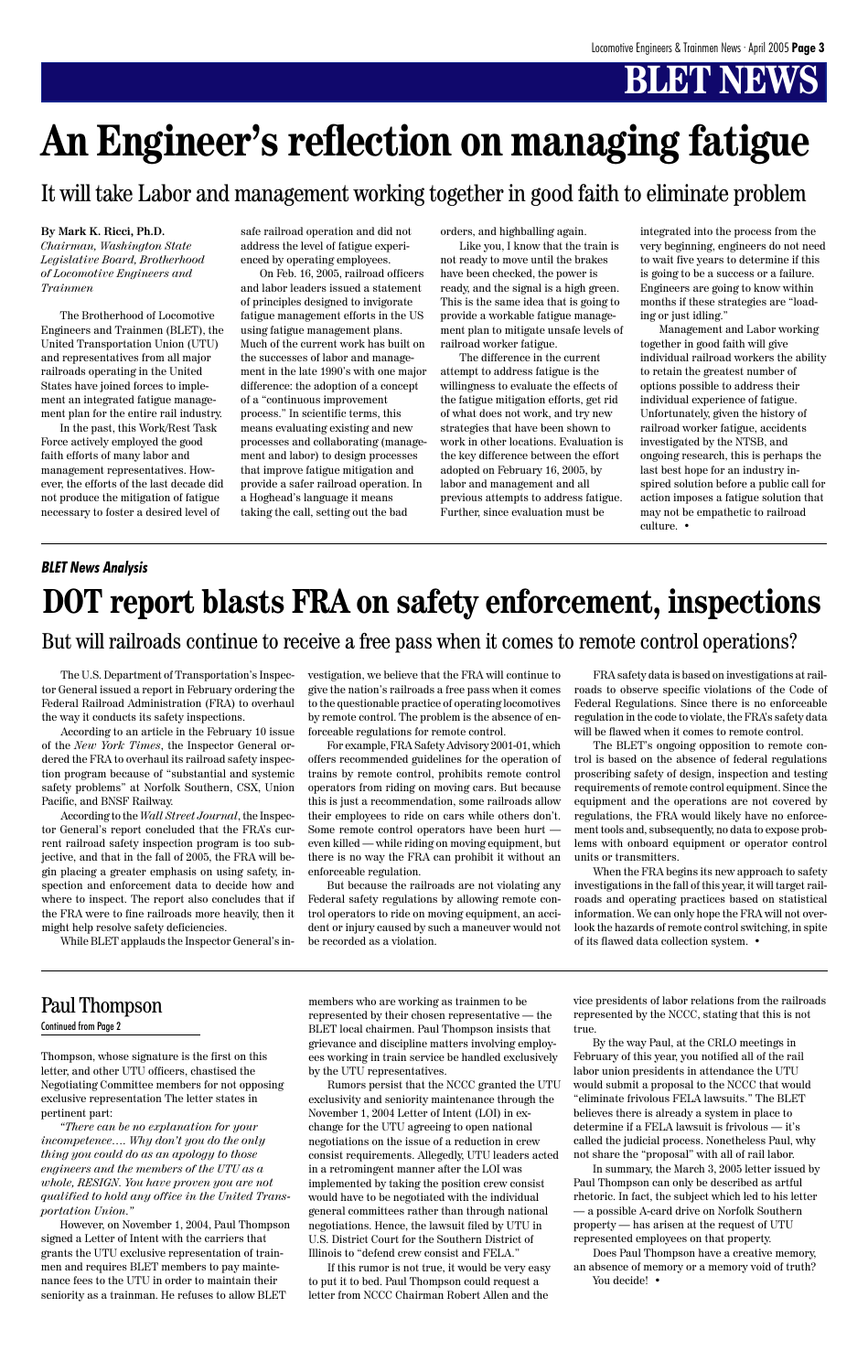# An Engineer's reflection on managing fatigue

## It will take Labor and management working together in good faith to eliminate problem

**By Mark K. Ricci, Ph.D.**
*Chairman, Washington State Legislative Board, Brotherhood of Locomotive Engineers and Trainmen*

The Brotherhood of Locomotive Engineers and Trainmen (BLET), the United Transportation Union (UTU) and representatives from all major railroads operating in the United States have joined forces to implement an integrated fatigue management plan for the entire rail industry.

In the past, this Work/Rest Task Force actively employed the good faith efforts of many labor and management representatives. However, the efforts of the last decade did not produce the mitigation of fatigue necessary to foster a desired level of safe railroad operation and did not address the level of fatigue experienced by operating employees.

On Feb. 16, 2005, railroad officers and labor leaders issued a statement of principles designed to invigorate fatigue management efforts in the US using fatigue management plans. Much of the current work has built on the successes of labor and management in the late 1990's with one major difference: the adoption of a concept of a "continuous improvement process." In scientific terms, this means evaluating existing and new processes and collaborating (management and labor) to design processes that improve fatigue mitigation and provide a safer railroad operation. In a Hoghead's language it means taking the call, setting out the bad orders, and highballing again.

Like you, I know that the train is not ready to move until the brakes have been checked, the power is ready, and the signal is a high green. This is the same idea that is going to provide a workable fatigue management plan to mitigate unsafe levels of railroad worker fatigue.

The difference in the current attempt to address fatigue is the willingness to evaluate the effects of the fatigue mitigation efforts, get rid of what does not work, and try new strategies that have been shown to work in other locations. Evaluation is the key difference between the effort adopted on February 16, 2005, by labor and management and all previous attempts to address fatigue. Further, since evaluation must be integrated into the process from the very beginning, engineers do not need to wait five years to determine if this is going to be a success or a failure. Engineers are going to know within months if these strategies are "loading or just idling."

Management and Labor working together in good faith will give individual railroad workers the ability to retain the greatest number of options possible to address their individual experience of fatigue. Unfortunately, given the history of railroad worker fatigue, accidents investigated by the NTSB, and ongoing research, this is perhaps the last best hope for an industry inspired solution before a public call for action imposes a fatigue solution that may not be empathetic to railroad culture. •

***BLET News Analysis***

# DOT report blasts FRA on safety enforcement, inspections

## But will railroads continue to receive a free pass when it comes to remote control operations?

The U.S. Department of Transportation's Inspector General issued a report in February ordering the Federal Railroad Administration (FRA) to overhaul the way it conducts its safety inspections.

According to an article in the February 10 issue of the *New York Times*, the Inspector General ordered the FRA to overhaul its railroad safety inspection program because of "substantial and systemic safety problems" at Norfolk Southern, CSX, Union Pacific, and BNSF Railway.

According to the *Wall Street Journal*, the Inspector General's report concluded that the FRA's current railroad safety inspection program is too subjective, and that in the fall of 2005, the FRA will begin placing a greater emphasis on using safety, inspection and enforcement data to decide how and where to inspect. The report also concludes that if the FRA were to fine railroads more heavily, then it might help resolve safety deficiencies.

While BLET applauds the Inspector General's investigation, we believe that the FRA will continue to give the nation's railroads a free pass when it comes to the questionable practice of operating locomotives by remote control. The problem is the absence of enforceable regulations for remote control.

For example, FRA Safety Advisory 2001-01, which offers recommended guidelines for the operation of trains by remote control, prohibits remote control operators from riding on moving cars. But because this is just a recommendation, some railroads allow their employees to ride on cars while others don't. Some remote control operators have been hurt — even killed — while riding on moving equipment, but there is no way the FRA can prohibit it without an enforceable regulation.

But because the railroads are not violating any Federal safety regulations by allowing remote control operators to ride on moving equipment, an accident or injury caused by such a maneuver would not be recorded as a violation.

FRA safety data is based on investigations at railroads to observe specific violations of the Code of Federal Regulations. Since there is no enforceable regulation in the code to violate, the FRA's safety data will be flawed when it comes to remote control.

The BLET's ongoing opposition to remote control is based on the absence of federal regulations proscribing safety of design, inspection and testing requirements of remote control equipment. Since the equipment and the operations are not covered by regulations, the FRA would likely have no enforcement tools and, subsequently, no data to expose problems with onboard equipment or operator control units or transmitters.

When the FRA begins its new approach to safety investigations in the fall of this year, it will target railroads and operating practices based on statistical information. We can only hope the FRA will not overlook the hazards of remote control switching, in spite of its flawed data collection system. •

## Paul Thompson

Continued from Page 2

Thompson, whose signature is the first on this letter, and other UTU officers, chastised the Negotiating Committee members for not opposing exclusive representation The letter states in pertinent part:

*"There can be no explanation for your incompetence…. Why don't you do the only thing you could do as an apology to those engineers and the members of the UTU as a whole, RESIGN. You have proven you are not qualified to hold any office in the United Transportation Union."*

However, on November 1, 2004, Paul Thompson signed a Letter of Intent with the carriers that grants the UTU exclusive representation of trainmen and requires BLET members to pay maintenance fees to the UTU in order to maintain their seniority as a trainman. He refuses to allow BLET members who are working as trainmen to be represented by their chosen representative — the BLET local chairmen. Paul Thompson insists that grievance and discipline matters involving employees working in train service be handled exclusively by the UTU representatives.

Rumors persist that the NCCC granted the UTU exclusivity and seniority maintenance through the November 1, 2004 Letter of Intent (LOI) in exchange for the UTU agreeing to open national negotiations on the issue of a reduction in crew consist requirements. Allegedly, UTU leaders acted in a retromingent manner after the LOI was implemented by taking the position crew consist would have to be negotiated with the individual general committees rather than through national negotiations. Hence, the lawsuit filed by UTU in U.S. District Court for the Southern District of Illinois to "defend crew consist and FELA."

If this rumor is not true, it would be very easy to put it to bed. Paul Thompson could request a letter from NCCC Chairman Robert Allen and the vice presidents of labor relations from the railroads represented by the NCCC, stating that this is not true.

By the way Paul, at the CRLO meetings in February of this year, you notified all of the rail labor union presidents in attendance the UTU would submit a proposal to the NCCC that would "eliminate frivolous FELA lawsuits." The BLET believes there is already a system in place to determine if a FELA lawsuit is frivolous — it's called the judicial process. Nonetheless Paul, why not share the "proposal" with all of rail labor.

In summary, the March 3, 2005 letter issued by Paul Thompson can only be described as artful rhetoric. In fact, the subject which led to his letter — a possible A-card drive on Norfolk Southern property — has arisen at the request of UTU represented employees on that property.

Does Paul Thompson have a creative memory, an absence of memory or a memory void of truth?

You decide! •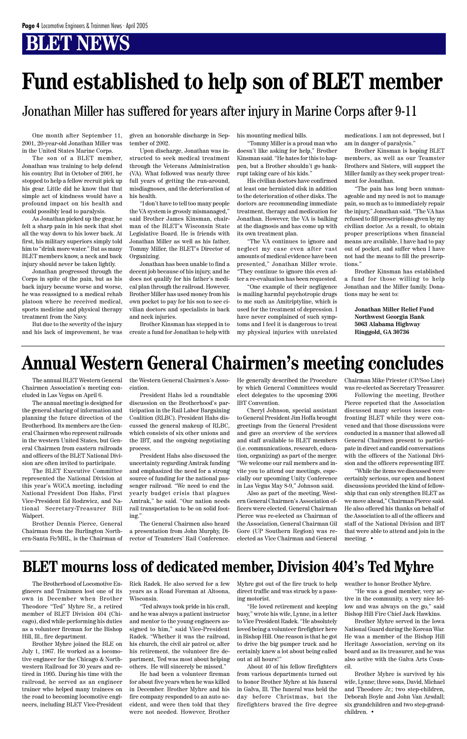# BLET NEWS

# Fund established to help son of BLET member

## Jonathan Miller has suffered for years after injury in Marine Corps after 9-11

One month after September 11, 2001, 20-year-old Jonathan Miller was in the United States Marine Corps.

The son of a BLET member, Jonathan was training to help defend his country. But in October of 2001, he stopped to help a fellow recruit pick up his gear. Little did he know that that simple act of kindness would have a profound impact on his health and could possibly lead to paralysis.

As Jonathan picked up the gear, he felt a sharp pain in his neck that shot all the way down to his lower back. At first, his military superiors simply told him to "drink more water." But as many BLET members know, a neck and back injury should never be taken lightly.

Jonathan progressed through the Corps in spite of the pain, but as his back injury became worse and worse, he was reassigned to a medical rehab platoon where he received medical, sports medicine and physical therapy treatment from the Navy.

But due to the severity of the injury and his lack of improvement, he was given an honorable discharge in September of 2002.

Upon discharge, Jonathan was instructed to seek medical treatment through the Veterans Administration (VA). What followed was nearly three full years of getting the run-around, misdiagnoses, and the deterioration of his health.

"I don't have to tell too many people the VA system is grossly mismanaged," said Brother James Kinsman, chairman of the BLET's Wisconsin State Legislative Board. He is friends with Jonathan Miller as well as his father, Tommy Miller, the BLET's Director of Organizing.

Jonathan has been unable to find a decent job because of his injury, and he does not qualify for his father's medical plan through the railroad. However, Brother Miller has used money from his own pocket to pay for his son to see civilian doctors and specialists in back and neck injuries.

Brother Kinsman has stepped in to create a fund for Jonathan to help with his mounting medical bills.

"Tommy Miller is a proud man who doesn't like asking for help," Brother Kinsman said. "He hates for this to happen, but a Brother shouldn't go bankrupt taking care of his kids."

His civilian doctors have confirmed at least one herniated disk in addition to the deterioration of other disks. The doctors are recommending immediate treatment, therapy and medication for Jonathan. However, the VA is balking at the diagnosis and has come up with its own treatment plan.

"The VA continues to ignore and neglect my case even after vast amounts of medical evidence have been presented," Jonathan Miller wrote. "They continue to ignore this even after a re-evaluation has been requested.

"One example of their negligence is mailing harmful psychotropic drugs to me such as Amitriptyline, which is used for the treatment of depression. I have never complained of such symptoms and I feel it is dangerous to treat my physical injuries with unrelated medications. I am not depressed, but I am in danger of paralysis."

Brother Kinsman is hoping BLET members, as well as our Teamster Brothers and Sisters, will support the Miller family as they seek proper treatment for Jonathan.

"The pain has long been unmanageable and my need is not to manage pain, so much as to immediately repair the injury," Jonathan said. "The VA has refused to fill prescriptions given by my civilian doctor. As a result, to obtain proper prescriptions when financial means are available, I have had to pay out of pocket, and suffer when I have not had the means to fill the prescriptions."

Brother Kinsman has established a fund for those willing to help Jonathan and the Miller family. Donations may be sent to:

**Jonathan Miller Relief Fund**
**Northwest Georgia Bank**
**5063 Alabama Highway**
**Ringgold, GA 30736**

# Annual Western General Chairmen's meeting concludes

The annual BLET Western General Chairmen Association's meeting concluded in Las Vegas on April 6.

The annual meeting is designed for the general sharing of information and planning the future direction of the Brotherhood. Its members are the General Chairmen who represent railroads in the western United States, but General Chairmen from eastern railroads and officers of the BLET National Division are often invited to participate.

The BLET Executive Committee represented the National Division at this year's WGCA meeting, including National President Don Hahs, First Vice-President Ed Rodzwicz, and National Secretary-Treasurer Bill Walpert.

Brother Dennis Pierce, General Chairman from the Burlington Northern-Santa Fe/MRL, is the Chairman of the Western General Chairmen's Association.

President Hahs led a roundtable discussion on the Brotherhood's participation in the Rail Labor Bargaining Coalition (RLBC). President Hahs discussed the general makeup of RLBC, which consists of six other unions and the IBT, and the ongoing negotiating process.

President Hahs also discussed the uncertainty regarding Amtrak funding and emphasized the need for a strong source of funding for the national passenger railroad. "We need to end the yearly budget crisis that plagues Amtrak," he said. "Our nation needs rail transportation to be on solid footing."

The General Chairmen also heard a presentation from John Murphy, Director of Teamsters' Rail Conference. He generally described the Procedure by which General Committees would elect delegates to the upcoming 2006 IBT Convention.

Cheryl Johnson, special assistant to General President Jim Hoffa brought greetings from the General President and gave an overview of the services and staff available to BLET members (i.e. communications, research, education, organizing) as part of the merger. "We welcome our rail members and invite you to attend our meetings, especially our upcoming Unity Conference in Las Vegas May 8-9," Johnson said.

Also as part of the meeting, Western General Chairmen's Association officers were elected. General Chairman Pierce was re-elected as Chairman of the Association, General Chairman Gil Gore (UP Southern Region) was re-elected as Vice Chairman and General Chairman Mike Priester (CP/Soo Line) was re-elected as Secretary Treasurer.

Following the meeting, Brother Pierce reported that the Association discussed many serious issues confronting BLET while they were convened and that those discussions were conducted in a manner that allowed all General Chairmen present to participate in direct and candid conversations with the officers of the National Division and the officers representing IBT.

"While the items we discussed were certainly serious, our open and honest discussions provided the kind of fellowship that can only strengthen BLET as we move ahead," Chairman Pierce said. He also offered his thanks on behalf of the Association to all of the officers and staff of the National Division and IBT that were able to attend and join in the meeting. •

# BLET mourns loss of dedicated member, Division 404's Ted Myhre

The Brotherhood of Locomotive Engineers and Trainmen lost one of its own in December when Brother Theodore "Ted" Myhre Sr., a retired member of BLET Division 404 (Chicago), died while performing his duties as a volunteer fireman for the Bishop Hill, Ill., fire department.

Brother Myhre joined the BLE on July 1, 1967. He worked as a locomotive engineer for the Chicago & Northwestern Railroad for 30 years and retired in 1995. During his time with the railroad, he served as an engineer trainer who helped many trainees on the road to becoming locomotive engineers, including BLET Vice-President Rick Radek. He also served for a few years as a Road Foreman at Altoona, Wisconsin.

"Ted always took pride in his craft, and he was always a patient instructor and mentor to the young engineers assigned to him," said Vice-President Radek. "Whether it was the railroad, his church, the civil air patrol or, after his retirement, the volunteer fire department, Ted was most about helping others. He will sincerely be missed."

He had been a volunteer fireman for about five years when he was killed in December. Brother Myhre and his fire company responded to an auto accident, and were then told that they were not needed. However, Brother Myhre got out of the fire truck to help direct traffic and was struck by a passing motorist.

"He loved retirement and keeping busy," wrote his wife, Lynne, in a letter to Vice President Radek. "He absolutely loved being a volunteer firefighter here in Bishop Hill. One reason is that he got to drive the big pumper truck and he certainly knew a lot about being called out at all hours!"

About 40 of his fellow firefighters from various departments turned out to honor Brother Myhre at his funeral in Galva, Ill. The funeral was held the day before Christmas, but the firefighters braved the five degree weather to honor Brother Myhre.

"He was a good member, very active in the community, a very nice fellow and was always on the go," said Bishop Hill Fire Chief Jack Hawkins.

Brother Myhre served in the Iowa National Guard during the Korean War. He was a member of the Bishop Hill Heritage Association, serving on its board and as its treasurer, and he was also active with the Galva Arts Council.

Brother Myhre is survived by his wife, Lynne; three sons, David, Michael and Theodore Jr.; two step-children, Deborah Boyle and John Van Arsdall; six grandchildren and two step-grandchildren. •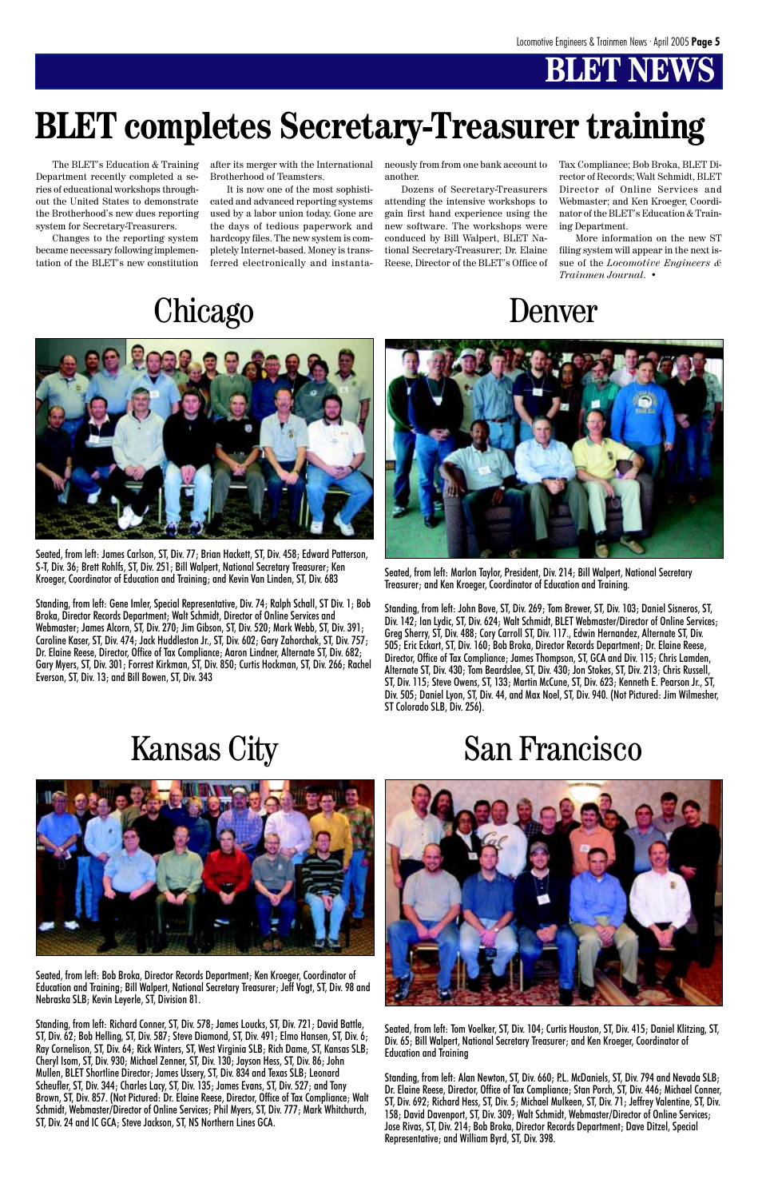# BLET NEWS

# BLET completes Secretary-Treasurer training

The BLET's Education & Training Department recently completed a series of educational workshops throughout the United States to demonstrate the Brotherhood's new dues reporting system for Secretary-Treasurers.

Changes to the reporting system became necessary following implementation of the BLET's new constitution after its merger with the International Brotherhood of Teamsters.

It is now one of the most sophisticated and advanced reporting systems used by a labor union today. Gone are the days of tedious paperwork and hardcopy files. The new system is completely Internet-based. Money is transferred electronically and instantaneously from from one bank account to another.

Dozens of Secretary-Treasurers attending the intensive workshops to gain first hand experience using the new software. The workshops were conduced by Bill Walpert, BLET National Secretary-Treasurer; Dr. Elaine Reese, Director of the BLET's Office of Tax Compliance; Bob Broka, BLET Director of Records; Walt Schmidt, BLET Director of Online Services and Webmaster; and Ken Kroeger, Coordinator of the BLET's Education & Training Department.

More information on the new ST filing system will appear in the next issue of the *Locomotive Engineers & Trainmen Journal*. •

## Chicago

Seated, from left: James Carlson, ST, Div. 77; Brian Hackett, ST, Div. 458; Edward Patterson, S-T, Div. 36; Brett Rohlfs, ST, Div. 251; Bill Walpert, National Secretary Treasurer; Ken Kroeger, Coordinator of Education and Training; and Kevin Van Linden, ST, Div. 683

Standing, from left: Gene Imler, Special Representative, Div. 74; Ralph Schall, ST Div. 1; Bob Broka, Director Records Department; Walt Schmidt, Director of Online Services and Webmaster; James Alcorn, ST, Div. 270; Jim Gibson, ST, Div. 520; Mark Webb, ST, Div. 391; Caroline Kaser, ST, Div. 474; Jack Huddleston Jr., ST, Div. 602; Gary Zahorchak, ST, Div. 757; Dr. Elaine Reese, Director, Office of Tax Compliance; Aaron Lindner, Alternate ST, Div. 682; Gary Myers, ST, Div. 301; Forrest Kirkman, ST, Div. 850; Curtis Hockman, ST, Div. 266; Rachel Everson, ST, Div. 13; and Bill Bowen, ST, Div. 343

## Denver

Seated, from left: Marlon Taylor, President, Div. 214; Bill Walpert, National Secretary Treasurer; and Ken Kroeger, Coordinator of Education and Training.

Standing, from left: John Bove, ST, Div. 269; Tom Brewer, ST, Div. 103; Daniel Sisneros, ST, Div. 142; Ian Lydic, ST, Div. 624; Walt Schmidt, BLET Webmaster/Director of Online Services; Greg Sherry, ST, Div. 488; Cory Carroll ST, Div. 117., Edwin Hernandez, Alternate ST, Div. 505; Eric Eckart, ST, Div. 160; Bob Broka, Director Records Department; Dr. Elaine Reese, Director, Office of Tax Compliance; James Thompson, ST, GCA and Div. 115; Chris Lamden, Alternate ST, Div. 430; Tom Beardslee, ST, Div. 430; Jon Stokes, ST, Div. 213; Chris Russell, ST, Div. 115; Steve Owens, ST, 133; Martin McCune, ST, Div. 623; Kenneth E. Pearson Jr., ST, Div. 505; Daniel Lyon, ST, Div. 44, and Max Noel, ST, Div. 940. (Not Pictured: Jim Wilmesher, ST Colorado SLB, Div. 256).

## Kansas City

Seated, from left: Bob Broka, Director Records Department; Ken Kroeger, Coordinator of Education and Training; Bill Walpert, National Secretary Treasurer; Jeff Vogt, ST, Div. 98 and Nebraska SLB; Kevin Leyerle, ST, Division 81.

Standing, from left: Richard Conner, ST, Div. 578; James Loucks, ST, Div. 721; David Battle, ST, Div. 62; Bob Helling, ST, Div. 587; Steve Diamond, ST, Div. 491; Elmo Hansen, ST, Div. 6; Ray Cornelison, ST, Div. 64; Rick Winters, ST, West Virginia SLB; Rich Dame, ST, Kansas SLB; Cheryl Isom, ST, Div. 930; Michael Zenner, ST, Div. 130; Jayson Hess, ST, Div. 86; John Mullen, BLET Shortline Director; James Ussery, ST, Div. 834 and Texas SLB; Leonard Scheufler, ST, Div. 344; Charles Lacy, ST, Div. 135; James Evans, ST, Div. 527; and Tony Brown, ST, Div. 857. (Not Pictured: Dr. Elaine Reese, Director, Office of Tax Compliance; Walt Schmidt, Webmaster/Director of Online Services; Phil Myers, ST, Div. 777; Mark Whitchurch, ST, Div. 24 and IC GCA; Steve Jackson, ST, NS Northern Lines GCA.

## San Francisco

Seated, from left: Tom Voelker, ST, Div. 104; Curtis Houston, ST, Div. 415; Daniel Klitzing, ST, Div. 65; Bill Walpert, National Secretary Treasurer; and Ken Kroeger, Coordinator of Education and Training

Standing, from left: Alan Newton, ST, Div. 660; P.L. McDaniels, ST, Div. 794 and Nevada SLB; Dr. Elaine Reese, Director, Office of Tax Compliance; Stan Porch, ST, Div. 446; Michael Conner, ST, Div. 692; Richard Hess, ST, Div. 5; Michael Mulkeen, ST, Div. 71; Jeffrey Valentine, ST, Div. 158; David Davenport, ST, Div. 309; Walt Schmidt, Webmaster/Director of Online Services; Jose Rivas, ST, Div. 214; Bob Broka, Director Records Department; Dave Ditzel, Special Representative; and William Byrd, ST, Div. 398.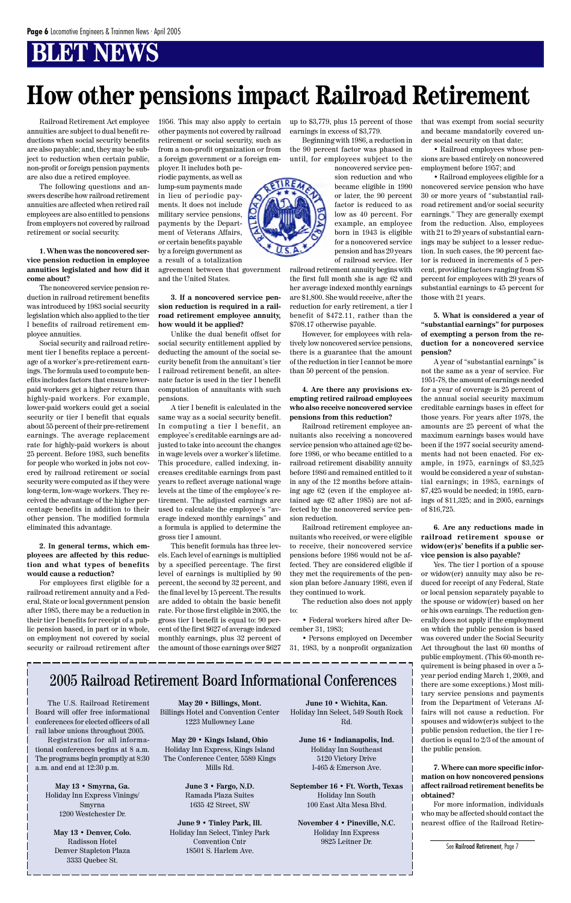# BLET NEWS

# How other pensions impact Railroad Retirement

Railroad Retirement Act employee annuities are subject to dual benefit reductions when social security benefits are also payable; and, they may be subject to reduction when certain public, non-profit or foreign pension payments are also due a retired employee.

The following questions and answers describe how railroad retirement annuities are affected when retired rail employees are also entitled to pensions from employers not covered by railroad retirement or social security.

**1. When was the noncovered service pension reduction in employee annuities legislated and how did it come about?**

The noncovered service pension reduction in railroad retirement benefits was introduced by 1983 social security legislation which also applied to the tier I benefits of railroad retirement employee annuities.

Social security and railroad retirement tier I benefits replace a percentage of a worker's pre-retirement earnings. The formula used to compute benefits includes factors that ensure lower-paid workers get a higher return than highly-paid workers. For example, lower-paid workers could get a social security or tier I benefit that equals about 55 percent of their pre-retirement earnings. The average replacement rate for highly-paid workers is about 25 percent. Before 1983, such benefits for people who worked in jobs not covered by railroad retirement or social security were computed as if they were long-term, low-wage workers. They received the advantage of the higher percentage benefits in addition to their other pension. The modified formula eliminated this advantage.

**2. In general terms, which employees are affected by this reduction and what types of benefits would cause a reduction?**

For employees first eligible for a railroad retirement annuity and a Federal, State or local government pension after 1985, there may be a reduction in their tier I benefits for receipt of a public pension based, in part or in whole, on employment not covered by social security or railroad retirement after 1956. This may also apply to certain other payments not covered by railroad retirement or social security, such as from a non-profit organization or from a foreign government or a foreign employer. It includes both periodic payments, as well as lump-sum payments made in lieu of periodic payments. It does not include military service pensions, payments by the Department of Veterans Affairs, or certain benefits payable by a foreign government as a result of a totalization agreement between that government and the United States.

**3. If a noncovered service pension reduction is required in a railroad retirement employee annuity, how would it be applied?**

Unlike the dual benefit offset for social security entitlement applied by deducting the amount of the social security benefit from the annuitant's tier I railroad retirement benefit, an alternate factor is used in the tier I benefit computation of annuitants with such pensions.

A tier I benefit is calculated in the same way as a social security benefit. In computing a tier I benefit, an employee's creditable earnings are adjusted to take into account the changes in wage levels over a worker's lifetime. This procedure, called indexing, increases creditable earnings from past years to reflect average national wage levels at the time of the employee's retirement. The adjusted earnings are used to calculate the employee's "average indexed monthly earnings" and a formula is applied to determine the gross tier I amount.

This benefit formula has three levels. Each level of earnings is multiplied by a specified percentage. The first level of earnings is multiplied by 90 percent, the second by 32 percent, and the final level by 15 percent. The results are added to obtain the basic benefit rate. For those first eligible in 2005, the gross tier I benefit is equal to: 90 percent of the first $627 of average indexed monthly earnings, plus 32 percent of the amount of those earnings over $627 up to $3,779, plus 15 percent of those earnings in excess of $3,779.

Beginning with 1986, a reduction in the 90 percent factor was phased in until, for employees subject to the noncovered service pension reduction and who became eligible in 1990 or later, the 90 percent factor is reduced to as low as 40 percent. For example, an employee born in 1943 is eligible for a noncovered service pension and has 20 years of railroad service. Her railroad retirement annuity begins with the first full month she is age 62 and her average indexed monthly earnings are $1,800. She would receive, after the reduction for early retirement, a tier I benefit of $472.11, rather than the $708.17 otherwise payable.

However, for employees with relatively low noncovered service pensions, there is a guarantee that the amount of the reduction in tier I cannot be more than 50 percent of the pension.

**4. Are there any provisions exempting retired railroad employees who also receive noncovered service pensions from this reduction?**

Railroad retirement employee annuitants also receiving a noncovered service pension who attained age 62 before 1986, or who became entitled to a railroad retirement disability annuity before 1986 and remained entitled to it in any of the 12 months before attaining age 62 (even if the employee attained age 62 after 1985) are not affected by the noncovered service pension reduction.

Railroad retirement employee annuitants who received, or were eligible to receive, their noncovered service pensions before 1986 would not be affected. They are considered eligible if they met the requirements of the pension plan before January 1986, even if they continued to work.

The reduction also does not apply to:

- Federal workers hired after December 31, 1983;
- Persons employed on December 31, 1983, by a nonprofit organization that was exempt from social security and became mandatorily covered under social security on that date;
- Railroad employees whose pensions are based entirely on noncovered employment before 1957; and
- Railroad employees eligible for a noncovered service pension who have 30 or more years of "substantial railroad retirement and/or social security earnings." They are generally exempt from the reduction. Also, employees with 21 to 29 years of substantial earnings may be subject to a lesser reduction. In such cases, the 90 percent factor is reduced in increments of 5 percent, providing factors ranging from 85 percent for employees with 29 years of substantial earnings to 45 percent for those with 21 years.

**5. What is considered a year of "substantial earnings" for purposes of exempting a person from the reduction for a noncovered service pension?**

A year of "substantial earnings" is not the same as a year of service. For 1951-78, the amount of earnings needed for a year of coverage is 25 percent of the annual social security maximum creditable earnings bases in effect for those years. For years after 1978, the amounts are 25 percent of what the maximum earnings bases would have been if the 1977 social security amendments had not been enacted. For example, in 1975, earnings of $3,525 would be considered a year of substantial earnings; in 1985, earnings of $7,425 would be needed; in 1995, earnings of $11,325; and in 2005, earnings of $16,725.

**6. Are any reductions made in railroad retirement spouse or widow(er)s' benefits if a public service pension is also payable?**

Yes. The tier I portion of a spouse or widow(er) annuity may also be reduced for receipt of any Federal, State or local pension separately payable to the spouse or widow(er) based on her or his own earnings. The reduction generally does not apply if the employment on which the public pension is based was covered under the Social Security Act throughout the last 60 months of public employment. (This 60-month requirement is being phased in over a 5-year period ending March 1, 2009, and there are some exceptions.) Most military service pensions and payments from the Department of Veterans Affairs will not cause a reduction. For spouses and widow(er)s subject to the public pension reduction, the tier I reduction is equal to 2/3 of the amount of the public pension.

**7. Where can more specific information on how noncovered pensions affect railroad retirement benefits be obtained?**

For more information, individuals who may be affected should contact the nearest office of the Railroad Retire-

See Railroad Retirement, Page 7

## 2005 Railroad Retirement Board Informational Conferences

The U.S. Railroad Retirement Board will offer free informational conferences for elected officers of all rail labor unions throughout 2005.

Registration for all informational conferences begins at 8 a.m. The programs begin promptly at 8:30 a.m. and end at 12:30 p.m.

**May 13 • Smyrna, Ga.**
Holiday Inn Express Vinings/Smyrna
1200 Westchester Dr.

**May 13 • Denver, Colo.**
Radisson Hotel
Denver Stapleton Plaza
3333 Quebec St.

**May 20 • Billings, Mont.**
Billings Hotel and Convention Center
1223 Mullowney Lane

**May 20 • Kings Island, Ohio**
Holiday Inn Express, Kings Island
The Conference Center, 5589 Kings Mills Rd.

**June 3 • Fargo, N.D.**
Ramada Plaza Suites
1635 42 Street, SW

**June 9 • Tinley Park, Ill.**
Holiday Inn Select, Tinley Park Convention Cntr
18501 S. Harlem Ave.

**June 10 • Wichita, Kan.**
Holiday Inn Select, 549 South Rock Rd.

**June 16 • Indianapolis, Ind.**
Holiday Inn Southeast
5120 Victory Drive
I-465 & Emerson Ave.

**September 16 • Ft. Worth, Texas**
Holiday Inn South
100 East Alta Mesa Blvd.

**November 4 • Pineville, N.C.**
Holiday Inn Express
9825 Leitner Dr.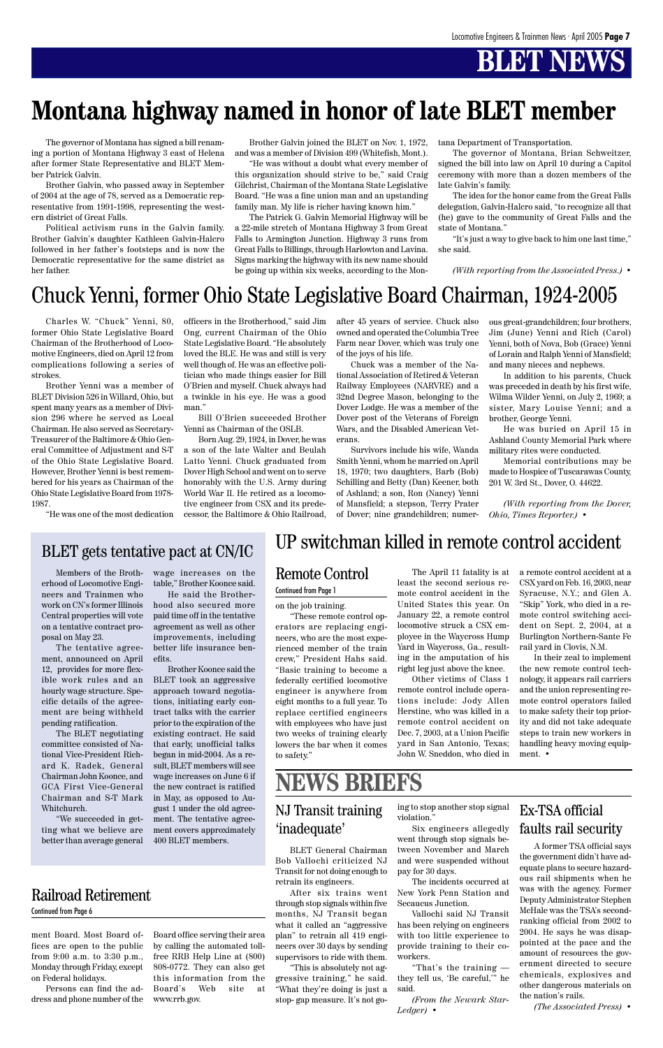# BLET NEWS

# Montana highway named in honor of late BLET member

The governor of Montana has signed a bill renaming a portion of Montana Highway 3 east of Helena after former State Representative and BLET Member Patrick Galvin.

Brother Galvin, who passed away in September of 2004 at the age of 78, served as a Democratic representative from 1991-1998, representing the western district of Great Falls.

Political activism runs in the Galvin family. Brother Galvin's daughter Kathleen Galvin-Halcro followed in her father's footsteps and is now the Democratic representative for the same district as her father.

Brother Galvin joined the BLET on Nov. 1, 1972, and was a member of Division 499 (Whitefish, Mont.).

"He was without a doubt what every member of this organization should strive to be," said Craig Gilchrist, Chairman of the Montana State Legislative Board. "He was a fine union man and an upstanding family man. My life is richer having known him."

The Patrick G. Galvin Memorial Highway will be a 22-mile stretch of Montana Highway 3 from Great Falls to Armington Junction. Highway 3 runs from Great Falls to Billings, through Harlowton and Lavina. Signs marking the highway with its new name should be going up within six weeks, according to the Montana Department of Transportation.

The governor of Montana, Brian Schweitzer, signed the bill into law on April 10 during a Capitol ceremony with more than a dozen members of the late Galvin's family.

The idea for the honor came from the Great Falls delegation, Galvin-Halcro said, "to recognize all that (he) gave to the community of Great Falls and the state of Montana."

"It's just a way to give back to him one last time," she said.

*(With reporting from the Associated Press.)* •

## Chuck Yenni, former Ohio State Legislative Board Chairman, 1924-2005

Charles W. "Chuck" Yenni, 80, former Ohio State Legislative Board Chairman of the Brotherhood of Locomotive Engineers, died on April 12 from complications following a series of strokes.

Brother Yenni was a member of BLET Division 526 in Willard, Ohio, but spent many years as a member of Division 296 where he served as Local Chairman. He also served as Secretary-Treasurer of the Baltimore & Ohio General Committee of Adjustment and S-T of the Ohio State Legislative Board. However, Brother Yenni is best remembered for his years as Chairman of the Ohio State Legislative Board from 1978-1987.

"He was one of the most dedication officers in the Brotherhood," said Jim Ong, current Chairman of the Ohio State Legislative Board. "He absolutely loved the BLE. He was and still is very well though of. He was an effective politician who made things easier for Bill O'Brien and myself. Chuck always had a twinkle in his eye. He was a good man."

Bill O'Brien succeeded Brother Yenni as Chairman of the OSLB.

Born Aug. 29, 1924, in Dover, he was a son of the late Walter and Beulah Latto Yenni. Chuck graduated from Dover High School and went on to serve honorably with the U.S. Army during World War II. He retired as a locomotive engineer from CSX and its predecessor, the Baltimore & Ohio Railroad, after 45 years of service. Chuck also owned and operated the Columbia Tree Farm near Dover, which was truly one of the joys of his life.

Chuck was a member of the National Association of Retired & Veteran Railway Employees (NARVRE) and a 32nd Degree Mason, belonging to the Dover Lodge. He was a member of the Dover post of the Veterans of Foreign Wars, and the Disabled American Veterans.

Survivors include his wife, Wanda Smith Yenni, whom he married on April 18, 1970; two daughters, Barb (Bob) Schilling and Betty (Dan) Keener, both of Ashland; a son, Ron (Nancy) Yenni of Mansfield; a stepson, Terry Prater of Dover; nine grandchildren; numerous great-grandchildren; four brothers, Jim (June) Yenni and Rich (Carol) Yenni, both of Nova, Bob (Grace) Yenni of Loraín and Ralph Yenni of Mansfield; and many nieces and nephews.

In addition to his parents, Chuck was preceded in death by his first wife, Wilma Wilder Yenni, on July 2, 1969; a sister, Mary Louise Yenni; and a brother, George Yenni.

He was buried on April 15 in Ashland County Memorial Park where military rites were conducted.

Memorial contributions may be made to Hospice of Tuscarawas County, 201 W. 3rd St., Dover, O. 44622.

*(With reporting from the Dover, Ohio, Times Reporter.)* •

## BLET gets tentative pact at CN/IC

Members of the Brotherhood of Locomotive Engineers and Trainmen who work on CN's former Illinois Central properties will vote on a tentative contract proposal on May 23.

The tentative agreement, announced on April 12, provides for more flexible work rules and an hourly wage structure. Specific details of the agreement are being withheld pending ratification.

The BLET negotiating committee consisted of National Vice-President Richard K. Radek, General Chairman John Koonce, and GCA First Vice-General Chairman and S-T Mark Whitehurch.

"We succeeded in getting what we believe are better than average general wage increases on the table," Brother Koonce said.

He said the Brotherhood also secured more paid time off in the tentative agreement as well as other improvements, including better life insurance benefits.

Brother Koonce said the BLET took an aggressive approach toward negotiations, initiating early contract talks with the carrier prior to the expiration of the existing contract. He said that early, unofficial talks began in mid-2004. As a result, BLET members will see wage increases on June 6 if the new contract is ratified in May, as opposed to August 1 under the old agreement. The tentative agreement covers approximately 400 BLET members.

## UP switchman killed in remote control accident

### Remote Control

Continued from Page 1

on the job training.

"These remote control operators are replacing engineers, who are the most experienced member of the train crew," President Hahs said. "Basic training to become a federally certified locomotive engineer is anywhere from eight months to a full year. To replace certified engineers with employees who have just two weeks of training clearly lowers the bar when it comes to safety."

The April 11 fatality is at least the second serious remote control accident in the United States this year. On January 22, a remote control locomotive struck a CSX employee in the Waycross Hump Yard in Waycross, Ga., resulting in the amputation of his right leg just above the knee.

Other victims of Class 1 remote control include operations include: Jody Allen Herstine, who was killed in a remote control accident on Dec. 7, 2003, at a Union Pacific yard in San Antonio, Texas; John W. Sneddon, who died in a remote control accident at a CSX yard on Feb. 16, 2003, near Syracuse, N.Y.; and Glen A. "Skip" York, who died in a remote control switching accident on Sept. 2, 2004, at a Burlington Northern-Sante Fe rail yard in Clovis, N.M.

In their zeal to implement the new remote control technology, it appears rail carriers and the union representing remote control operators failed to make safety their top priority and did not take adequate steps to train new workers in handling heavy moving equipment. •

## Railroad Retirement

Continued from Page 6

ment Board. Most Board offices are open to the public from 9:00 a.m. to 3:30 p.m., Monday through Friday, except on Federal holidays.

Persons can find the address and phone number of the Board office serving their area by calling the automated toll-free RRB Help Line at (800) 808-0772. They can also get this information from the Board's Web site at www.rrb.gov.

# NEWS BRIEFS

### NJ Transit training 'inadequate'

BLET General Chairman Bob Vallochi criticized NJ Transit for not doing enough to retrain its engineers.

After six trains went through stop signals within five months, NJ Transit began what it called an "aggressive plan" to retrain all 419 engineers over 30 days by sending supervisors to ride with them.

"This is absolutely not aggressive training," he said. "What they're doing is just a stop- gap measure. It's not going to stop another stop signal violation."

Six engineers allegedly went through stop signals between November and March and were suspended without pay for 30 days.

The incidents occurred at New York Penn Station and Secaucus Junction.

Vallochi said NJ Transit has been relying on engineers with too little experience to provide training to their coworkers.

"That's the training — they tell us, 'Be careful,'" he said.

*(From the Newark Star-Ledger)* •

### Ex-TSA official faults rail security

A former TSA official says the government didn't have adequate plans to secure hazardous rail shipments when he was with the agency. Former Deputy Administrator Stephen McHale was the TSA's second-ranking official from 2002 to 2004. He says he was disappointed at the pace and the amount of resources the government directed to secure chemicals, explosives and other dangerous materials on the nation's rails.

*(The Associated Press)* •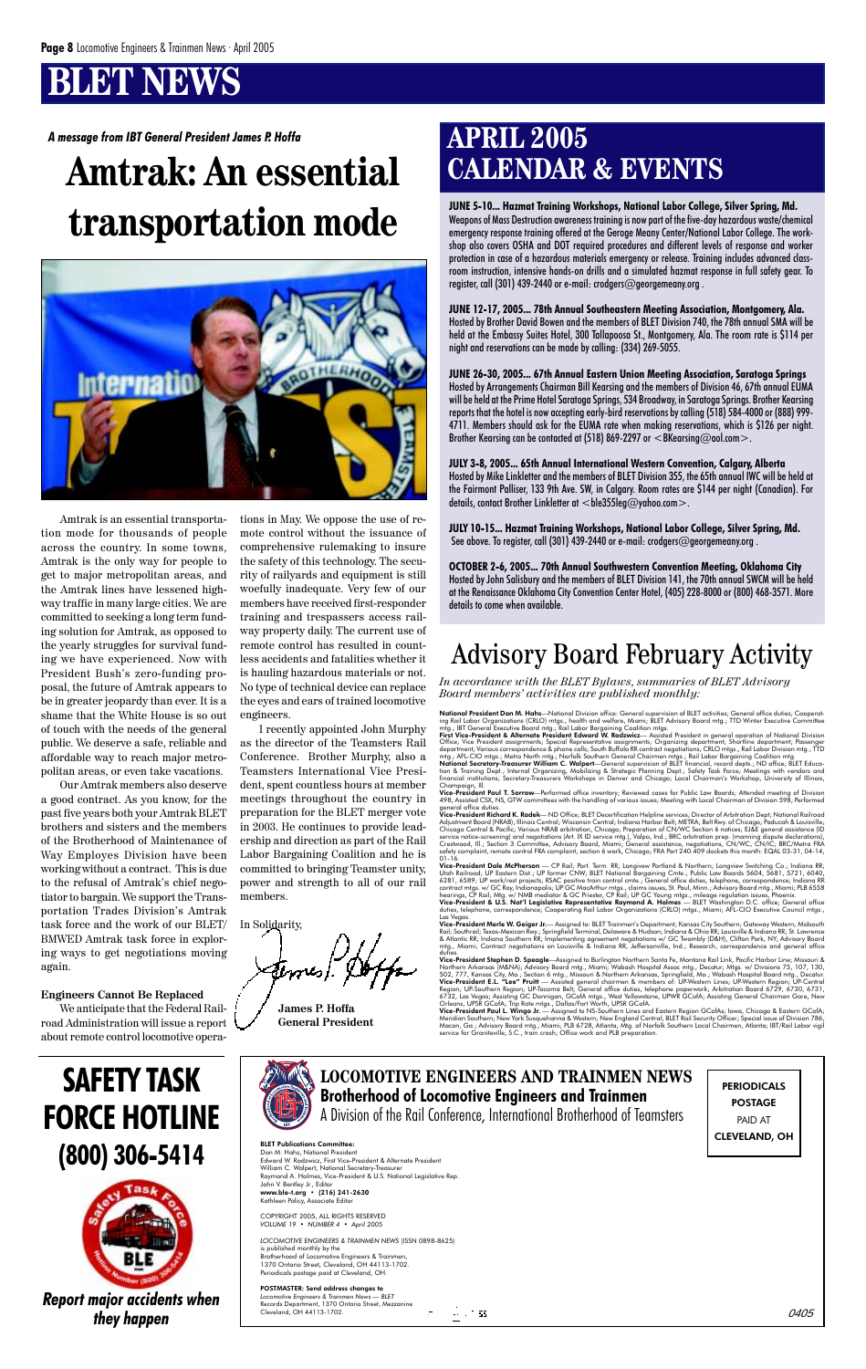# BLET NEWS

*A message from IBT General President James P. Hoffa*

# Amtrak: An essential transportation mode

Amtrak is an essential transportation mode for thousands of people across the country. In some towns, Amtrak is the only way for people to get to major metropolitan areas, and the Amtrak lines have lessened highway traffic in many large cities. We are committed to seeking a long term funding solution for Amtrak, as opposed to the yearly struggles for survival funding we have experienced. Now with President Bush's zero-funding proposal, the future of Amtrak appears to be in greater jeopardy than ever. It is a shame that the White House is so out of touch with the needs of the general public. We deserve a safe, reliable and affordable way to reach major metropolitan areas, or even take vacations.

Our Amtrak members also deserve a good contract. As you know, for the past five years both your Amtrak BLET brothers and sisters and the members of the Brotherhood of Maintenance of Way Employes Division have been working without a contract. This is due to the refusal of Amtrak's chief negotiator to bargain. We support the Transportation Trades Division's Amtrak task force and the work of our BLET/BMWED Amtrak task force in exploring ways to get negotiations moving again.

**Engineers Cannot Be Replaced**

We anticipate that the Federal Railroad Administration will issue a report about remote control locomotive operations in May. We oppose the use of remote control without the issuance of comprehensive rulemaking to insure the safety of this technology. The security of railyards and equipment is still woefully inadequate. Very few of our members have received first-responder training and trespassers access railway property daily. The current use of remote control has resulted in countless accidents and fatalities whether it is hauling hazardous materials or not. No type of technical device can replace the eyes and ears of trained locomotive engineers.

I recently appointed John Murphy as the director of the Teamsters Rail Conference. Brother Murphy, also a Teamsters International Vice President, spent countless hours at member meetings throughout the country in preparation for the BLET merger vote in 2003. He continues to provide leadership and direction as part of the Rail Labor Bargaining Coalition and he is committed to bringing Teamster unity, power and strength to all of our rail members.

In Solidarity,

**James P. Hoffa**
**General President**

# APRIL 2005 CALENDAR & EVENTS

**JUNE 5-10... Hazmat Training Workshops, National Labor College, Silver Spring, Md.**
Weapons of Mass Destruction awareness training is now part of the five-day hazardous waste/chemical emergency response training offered at the Geroge Meany Center/National Labor College. The workshop also covers OSHA and DOT required procedures and different levels of response and worker protection in case of a hazardous materials emergency or release. Training includes advanced classroom instruction, intensive hands-on drills and a simulated hazmat response in full safety gear. To register, call (301) 439-2440 or e-mail: crodgers@georgemeany.org .

**JUNE 12-17, 2005... 78th Annual Southeastern Meeting Association, Montgomery, Ala.**
Hosted by Brother David Bowen and the members of BLET Division 740, the 78th annual SMA will be held at the Embassy Suites Hotel, 300 Tallapoosa St., Montgomery, Ala. The room rate is $114 per night and reservations can be made by calling: (334) 269-5055.

**JUNE 26-30, 2005... 67th Annual Eastern Union Meeting Association, Saratoga Springs**
Hosted by Arrangements Chairman Bill Kearsing and the members of Division 46, 67th annual EUMA will be held at the Prime Hotel Saratoga Springs, 534 Broadway, in Saratoga Springs. Brother Kearsing reports that the hotel is now accepting early-bird reservations by calling (518) 584-4000 or (888) 999-4711. Members should ask for the EUMA rate when making reservations, which is $126 per night. Brother Kearsing can be contacted at (518) 869-2297 or <BKearsing@aol.com>.

**JULY 3-8, 2005... 65th Annual International Western Convention, Calgary, Alberta**
Hosted by Mike Linkletter and the members of BLET Division 355, the 65th annual IWC will be held at the Fairmont Palliser, 133 9th Ave. SW, in Calgary. Room rates are $144 per night (Canadian). For details, contact Brother Linkletter at <ble355leg@yahoo.com>.

**JULY 10-15... Hazmat Training Workshops, National Labor College, Silver Spring, Md.**
See above. To register, call (301) 439-2440 or e-mail: crodgers@georgemeany.org .

**OCTOBER 2-6, 2005... 70th Annual Southwestern Convention Meeting, Oklahoma City**
Hosted by John Salisbury and the members of BLET Division 141, the 70th annual SWCM will be held at the Renaissance Oklahoma City Convention Center Hotel, (405) 228-8000 or (800) 468-3571. More details to come when available.

# Advisory Board February Activity

*In accordance with the BLET Bylaws, summaries of BLET Advisory Board members' activities are published monthly:*

**National President Don M. Hahs**—National Division office: General supervision of BLET activities; General office duties; Cooperating Rail Labor Organizations (CRLO) mtgs., health and welfare, Miami; BLET Advisory Board mtg.; TTD Winter Executive Committee mtg.; IBT General Executive Board mtg.; Rail Labor Bargaining Coalition mtgs.

**First Vice-President & Alternate President Edward W. Rodzwicz**— Assisted President in general operation of National Division Office; Vice President assignments; Special Representative assignments; Organizing department; Shortline department; Passenger department; Various correspondence & phone calls; South Buffalo RR contract negotiations; CRLO mtgs., Rail Labor Division mtg.; TTD mtg.; AFL-CIO mtgs.; Metro North mtg.; Norfolk Southern General Chairmen mtgs.; Rail Labor Bargaining Coalition mtg.

**National Secretary-Treasurer William C. Walpert**—General supervision of BLET financial, record depts.; ND office; BLET Education & Training Dept.; Internal Organizing, Mobilizing & Strategic Planning Dept.; Safety Task Force; Meetings with vendors and financial institutions; Secretary-Treasurers Workshops in Denver and Chicago; Local Chairman's Workshop, University of Illinois, Champaign, Ill.

**Vice-President Paul T. Sorrow**—Performed office inventory; Reviewed cases for Public Law Boards; Attended meeting of Division 498; Assisted CSX, NS, GTW committees with the handling of various issues; Meeting with Local Chairman of Division 598; Performed general office duties.

**Vice-President Richard K. Radek**— ND Office; BLET Decertification Helpline services; Director of Arbitration Dept; National Railroad Adjustment Board (NRAB); Illinois Central; Wisconsin Central; Indiana Harbor Belt; METRA; Belt Rwy. of Chicago; Paducah & Louisville; Chicago Central & Pacific; Various NRAB arbitration, Chicago; Preparation of CN/WC Section 6 notices; EJ&E general assistance (ID service notice-screening) and negotiations (Art. IX ID service mtg.), Valpo, Ind.; BRC arbitration prep. (manning dispute declarations), Crestwood, Ill.; Section 3 Committee, Advisory Board, Miami; General assistance, negotiations, CN/WC, CN/IC; BRC/Metra FRA safety complaint, remote control FRA complaint, section 6 work, Chicago; FRA Part 240.409 dockets this month: EQAL 03-31, 04-14, 01-16.

**Vice-President Dale McPherson** — CP Rail; Port. Term. RR; Longview Portland & Northern; Longview Switching Co.; Indiana RR; Utah Railroad; UP Eastern Dist.; UP former CNW; BLET National Bargaining Cmte.; Public Law Boards 5604, 5681, 5721, 6040, 6281, 6589; UP work/rest projects; RSAC positive train control cmte.; General office duties, telephone, correspondence; Indiana RR contract mtgs. w/ GC Roy, Indianapolis; UP GC MacArthur mtgs., claims issues, St. Paul, Minn.; Advisory Board mtg., Miami; PLB 6558 hearings, CP Rail, Mtg. w/ NMB mediator & GC Priester, CP Rail; UP GC Young mtgs., mileage regulation issues, Phoenix.

**Vice-President & U.S. Nat'l Legislative Representative Raymond A. Holmes** — BLET Washington D.C. office; General office duties, telephone, correspondence; Cooperating Rail Labor Organizations (CRLO) mtgs., Miami; AFL-CIO Executive Council mtgs., Las Vegas.

**Vice-President Merle W. Geiger Jr.**— Assigned to: BLET Trainmen's Department; Kansas City Southern; Gateway Western; Midsouth Rail; Southrail; Texas-Mexican Rwy.; Springfield Terminal, Delaware & Hudson; Indiana & Ohio RR; Louisville & Indiana RR; St. Lawrence & Atlantic RR; Indiana Southern RR; Implementing agreement negotiations w/ GC Twombly (D&H), Clifton Park, NY; Advisory Board mtg., Miami; Contract negotiations on Louisville & Indiana RR, Jeffersonville, Ind.; Research, correspondence and general office duties.

**Vice-President Stephen D. Speagle**—Assigned to Burlington Northern Santa Fe, Montana Rail Link, Pacific Harbor Line; Missouri & Northern Arkansas (M&NA); Advisory Board mtg., Miami; Wabash Hospital Assoc mtg., Decatur; Mtgs. w/ Divisions 75, 107, 130, 502, 777, Kansas City, Mo., Section 6 mtg., Missouri & Northern Arkansas, Springfield, Mo.; Wabash Hospital Board mtg., Decatur.

**Vice-President E.L. "Lee" Pruitt** — Assisted general chairmen & members of: UP-Western Lines; UP-Western Region, UP-Central Region; UP-Southern Region; UP-Tacoma Belt; General office duties, telephone paperwork; Arbitration Board 6729, 6730, 6731, 6732, Las Vegas; Assisting GC Donnigan, GCofA mtgs., West Yellowstone, UPWR GCofA; Assisting General Chairman Gore, New Orleans, UPSR GCofA; Trip Rate mtgs., Dallas/Fort Worth, UPSR GCofA.

**Vice-President Paul L. Wingo Jr.** — Assigned to NS-Southern Lines and Eastern Region GCofAs; Iowa, Chicago & Eastern GCofA; Meridian Southern; New York Susquehanna & Western; New England Central; BLET Rail Security Officer; Special issue of Division 786, Macon, Ga.; Advisory Board mtg., Miami; PLB 6728, Atlanta; Mtg. of Norfolk Southern Local Chairmen, Atlanta; IBT/Rail Labor vigil service for Graniteville, S.C., train crash; Office work and PLB preparation.

# SAFETY TASK FORCE HOTLINE (800) 306-5414

***Report major accidents when they happen***

## LOCOMOTIVE ENGINEERS AND TRAINMEN NEWS
### Brotherhood of Locomotive Engineers and Trainmen
A Division of the Rail Conference, International Brotherhood of Teamsters

**BLET Publications Committee:**
Don M. Hahs, National President
Edward W. Rodzwicz, First Vice-President & Alternate President
William C. Walpert, National Secretary-Treasurer
Raymond A. Holmes, Vice-President & U.S. National Legislative Rep.
John V. Bentley Jr., Editor
**www.ble-t.org • (216) 241-2630**
Kathleen Policy, Associate Editor

COPYRIGHT 2005, ALL RIGHTS RESERVED
*VOLUME 19 • NUMBER 4 • April 2005*

*LOCOMOTIVE ENGINEERS & TRAINMEN NEWS* (ISSN 0898-8625) is published monthly by the Brotherhood of Locomotive Engineers & Trainmen, 1370 Ontario Street, Cleveland, OH 44113-1702. Periodicals postage paid at Cleveland, OH.

**POSTMASTER: Send address changes to** *Locomotive Engineers & Trainmen News — BLET* Records Department, 1370 Ontario Street, Mezzanine Cleveland, OH 44113-1702.

**PERIODICALS POSTAGE** PAID AT **CLEVELAND, OH**

0405